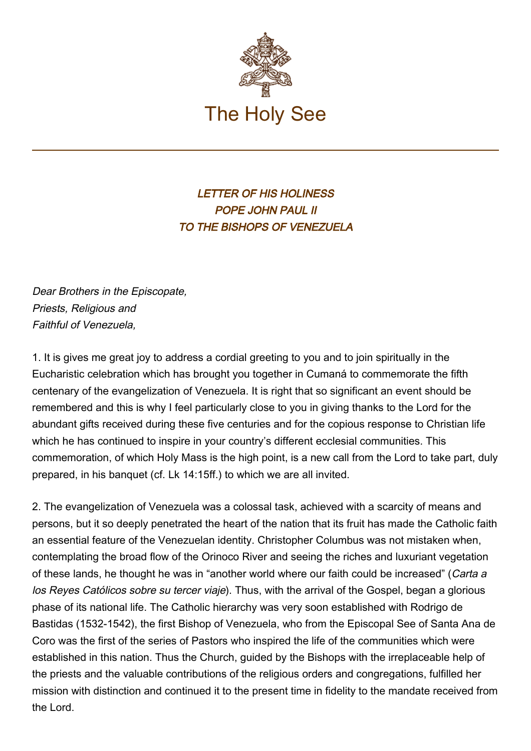The Holy See

# *LETTER OF HIS HOLINESS POPE JOHN PAUL II TO THE BISHOPS OF VENEZUELA*

*Dear Brothers in the Episcopate,*
*Priests, Religious and*
*Faithful of Venezuela,*

1. It is gives me great joy to address a cordial greeting to you and to join spiritually in the Eucharistic celebration which has brought you together in Cumaná to commemorate the fifth centenary of the evangelization of Venezuela. It is right that so significant an event should be remembered and this is why I feel particularly close to you in giving thanks to the Lord for the abundant gifts received during these five centuries and for the copious response to Christian life which he has continued to inspire in your country's different ecclesial communities. This commemoration, of which Holy Mass is the high point, is a new call from the Lord to take part, duly prepared, in his banquet (cf. Lk 14:15ff.) to which we are all invited.

2. The evangelization of Venezuela was a colossal task, achieved with a scarcity of means and persons, but it so deeply penetrated the heart of the nation that its fruit has made the Catholic faith an essential feature of the Venezuelan identity. Christopher Columbus was not mistaken when, contemplating the broad flow of the Orinoco River and seeing the riches and luxuriant vegetation of these lands, he thought he was in "another world where our faith could be increased" (*Carta a los Reyes Católicos sobre su tercer viaje*). Thus, with the arrival of the Gospel, began a glorious phase of its national life. The Catholic hierarchy was very soon established with Rodrigo de Bastidas (1532-1542), the first Bishop of Venezuela, who from the Episcopal See of Santa Ana de Coro was the first of the series of Pastors who inspired the life of the communities which were established in this nation. Thus the Church, guided by the Bishops with the irreplaceable help of the priests and the valuable contributions of the religious orders and congregations, fulfilled her mission with distinction and continued it to the present time in fidelity to the mandate received from the Lord.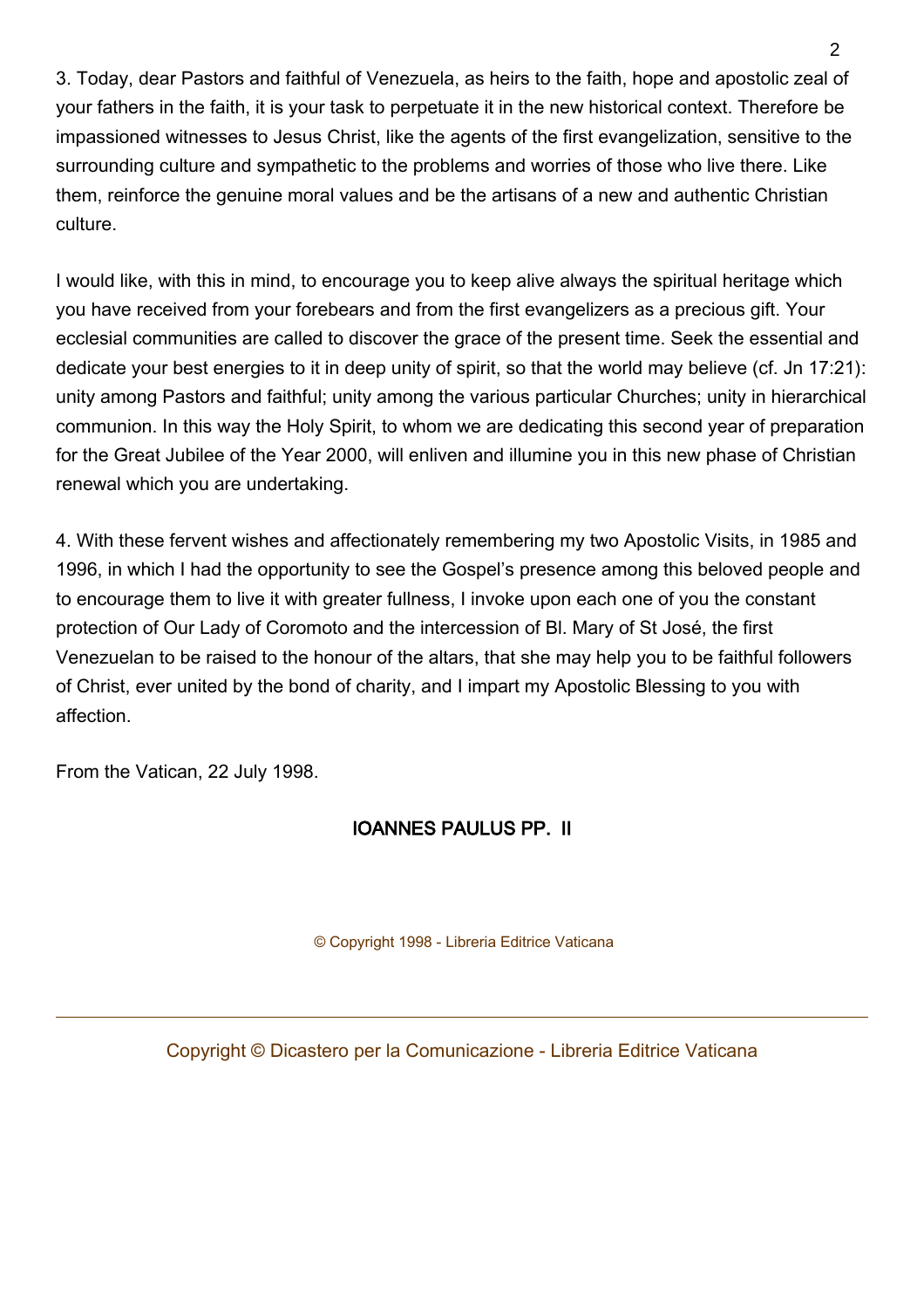3. Today, dear Pastors and faithful of Venezuela, as heirs to the faith, hope and apostolic zeal of your fathers in the faith, it is your task to perpetuate it in the new historical context. Therefore be impassioned witnesses to Jesus Christ, like the agents of the first evangelization, sensitive to the surrounding culture and sympathetic to the problems and worries of those who live there. Like them, reinforce the genuine moral values and be the artisans of a new and authentic Christian culture.

I would like, with this in mind, to encourage you to keep alive always the spiritual heritage which you have received from your forebears and from the first evangelizers as a precious gift. Your ecclesial communities are called to discover the grace of the present time. Seek the essential and dedicate your best energies to it in deep unity of spirit, so that the world may believe (cf. Jn 17:21): unity among Pastors and faithful; unity among the various particular Churches; unity in hierarchical communion. In this way the Holy Spirit, to whom we are dedicating this second year of preparation for the Great Jubilee of the Year 2000, will enliven and illumine you in this new phase of Christian renewal which you are undertaking.

4. With these fervent wishes and affectionately remembering my two Apostolic Visits, in 1985 and 1996, in which I had the opportunity to see the Gospel's presence among this beloved people and to encourage them to live it with greater fullness, I invoke upon each one of you the constant protection of Our Lady of Coromoto and the intercession of Bl. Mary of St José, the first Venezuelan to be raised to the honour of the altars, that she may help you to be faithful followers of Christ, ever united by the bond of charity, and I impart my Apostolic Blessing to you with affection.

From the Vatican, 22 July 1998.

**IOANNES PAULUS PP. II**

© Copyright 1998 - Libreria Editrice Vaticana

---

Copyright © Dicastero per la Comunicazione - Libreria Editrice Vaticana